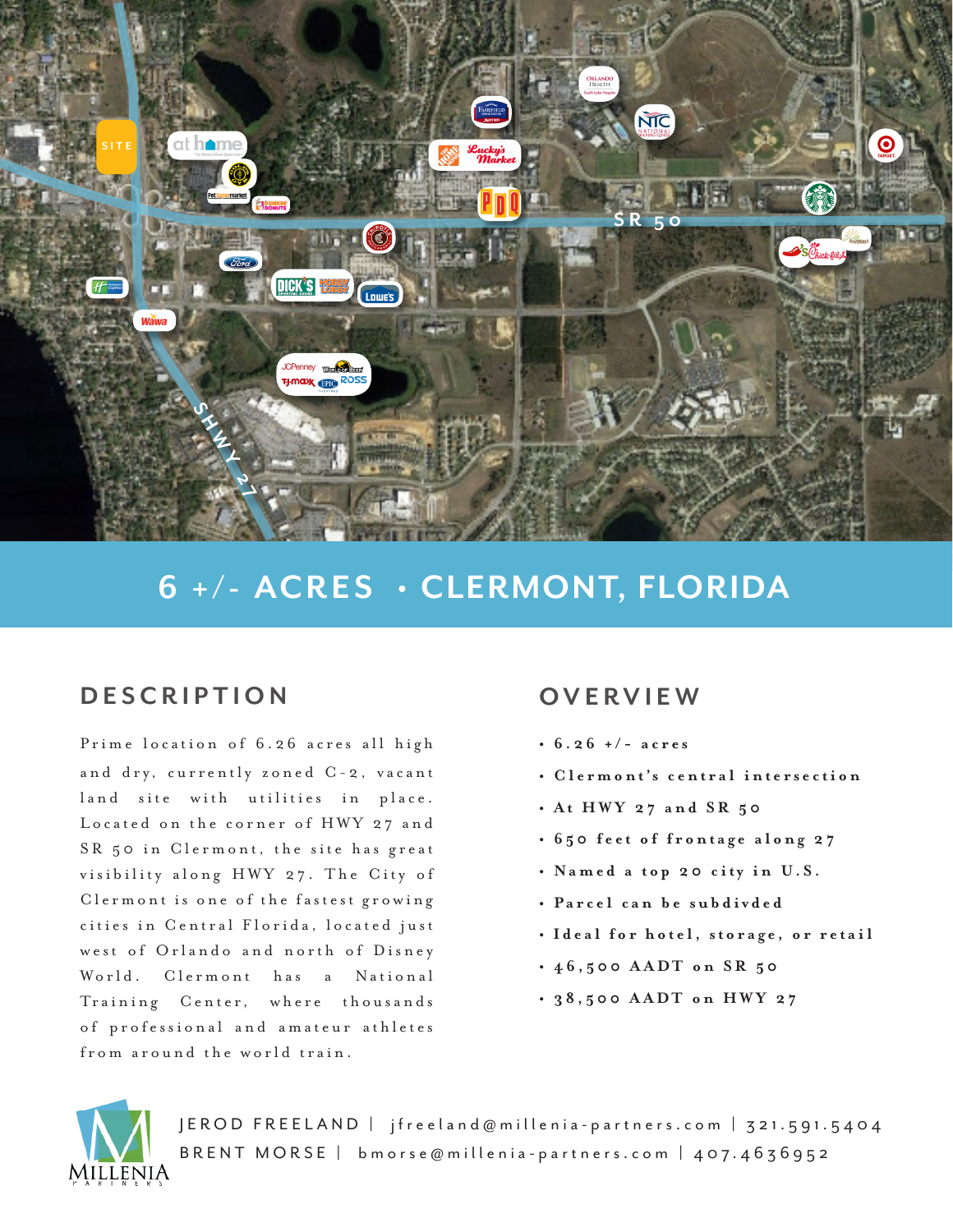# 6 +/- ACRES • CLERMONT, FLORIDA

## DESCRIPTION

Prime location of 6.26 acres all high and dry, currently zoned C-2, vacant land site with utilities in place. Located on the corner of HWY 27 and SR 50 in Clermont, the site has great visibility along HWY 27. The City of Clermont is one of the fastest growing cities in Central Florida, located just west of Orlando and north of Disney World. Clermont has a National Training Center, where thousands of professional and amateur athletes from around the world train.

## OVERVIEW

- **6.26 +/- acres**
- **Clermont's central intersection**
- **At HWY 27 and SR 50**
- **650 feet of frontage along 27**
- **Named a top 20 city in U.S.**
- **Parcel can be subdivded**
- **Ideal for hotel, storage, or retail**
- **46,500 AADT on SR 50**
- **38,500 AADT on HWY 27**

JEROD FREELAND | jfreeland@millenia-partners.com | 321.591.5404
BRENT MORSE | bmorse@millenia-partners.com | 407.4636952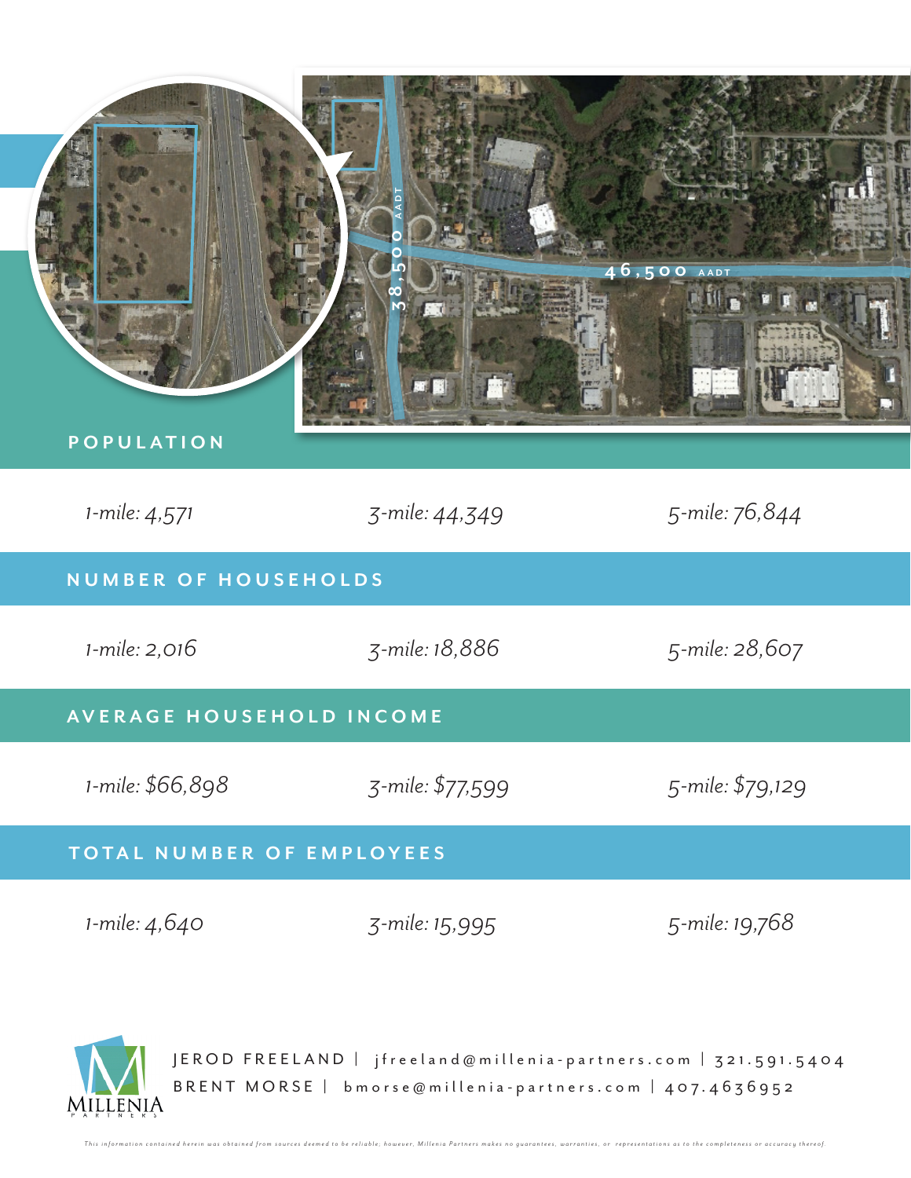38,500 AADT

46,500 AADT

## POPULATION

*1-mile: 4,571* *3-mile: 44,349* *5-mile: 76,844*

## NUMBER OF HOUSEHOLDS

*1-mile: 2,016* *3-mile: 18,886* *5-mile: 28,607*

## AVERAGE HOUSEHOLD INCOME

*1-mile: $66,898* *3-mile: $77,599* *5-mile: $79,129*

## TOTAL NUMBER OF EMPLOYEES

*1-mile: 4,640* *3-mile: 15,995* *5-mile: 19,768*

MILLENIA PARTNERS

JEROD FREELAND | jfreeland@millenia-partners.com | 321.591.5404

BRENT MORSE | bmorse@millenia-partners.com | 407.4636952

*This information contained herein was obtained from sources deemed to be reliable; however, Millenia Partners makes no guarantees, warranties, or representations as to the completeness or accuracy thereof.*